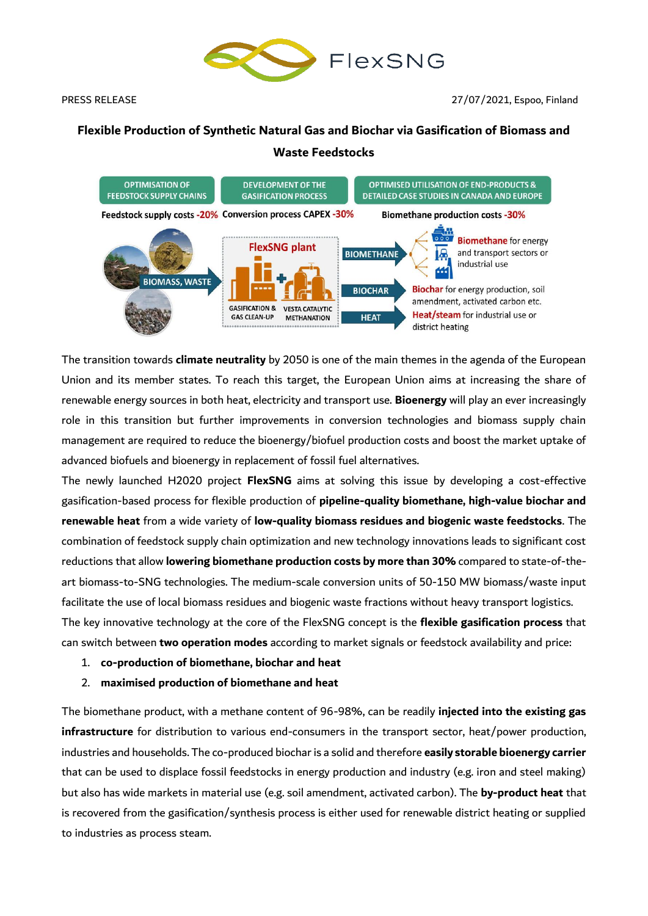FlexSNG

PRESS RELEASE

27/07/2021, Espoo, Finland

# Flexible Production of Synthetic Natural Gas and Biochar via Gasification of Biomass and Waste Feedstocks

OPTIMISATION OF FEEDSTOCK SUPPLY CHAINS — Feedstock supply costs -20%

DEVELOPMENT OF THE GASIFICATION PROCESS — Conversion process CAPEX -30%

OPTIMISED UTILISATION OF END-PRODUCTS & DETAILED CASE STUDIES IN CANADA AND EUROPE — Biomethane production costs -30%

BIOMASS, WASTE → FlexSNG plant (GASIFICATION & GAS CLEAN-UP + VESTA CATALYTIC METHANATION) → BIOMETHANE, BIOCHAR, HEAT

**Biomethane** for energy and transport sectors or industrial use

**Biochar** for energy production, soil amendment, activated carbon etc.

**Heat/steam** for industrial use or district heating

The transition towards **climate neutrality** by 2050 is one of the main themes in the agenda of the European Union and its member states. To reach this target, the European Union aims at increasing the share of renewable energy sources in both heat, electricity and transport use. **Bioenergy** will play an ever increasingly role in this transition but further improvements in conversion technologies and biomass supply chain management are required to reduce the bioenergy/biofuel production costs and boost the market uptake of advanced biofuels and bioenergy in replacement of fossil fuel alternatives.

The newly launched H2020 project **FlexSNG** aims at solving this issue by developing a cost-effective gasification-based process for flexible production of **pipeline-quality biomethane, high-value biochar and renewable heat** from a wide variety of **low-quality biomass residues and biogenic waste feedstocks**. The combination of feedstock supply chain optimization and new technology innovations leads to significant cost reductions that allow **lowering biomethane production costs by more than 30%** compared to state-of-the-art biomass-to-SNG technologies. The medium-scale conversion units of 50-150 MW biomass/waste input facilitate the use of local biomass residues and biogenic waste fractions without heavy transport logistics.

The key innovative technology at the core of the FlexSNG concept is the **flexible gasification process** that can switch between **two operation modes** according to market signals or feedstock availability and price:

1. **co-production of biomethane, biochar and heat**
2. **maximised production of biomethane and heat**

The biomethane product, with a methane content of 96-98%, can be readily **injected into the existing gas infrastructure** for distribution to various end-consumers in the transport sector, heat/power production, industries and households. The co-produced biochar is a solid and therefore **easily storable bioenergy carrier** that can be used to displace fossil feedstocks in energy production and industry (e.g. iron and steel making) but also has wide markets in material use (e.g. soil amendment, activated carbon). The **by-product heat** that is recovered from the gasification/synthesis process is either used for renewable district heating or supplied to industries as process steam.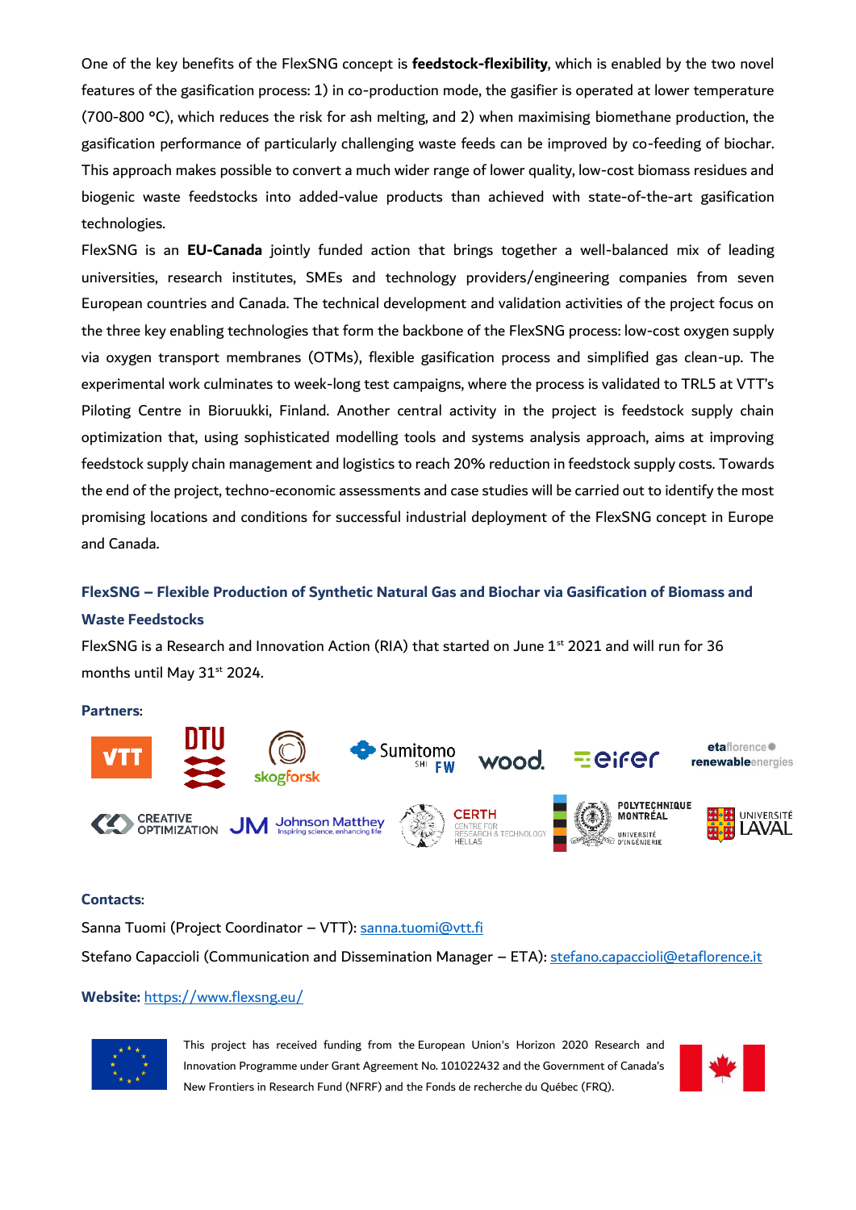One of the key benefits of the FlexSNG concept is **feedstock-flexibility**, which is enabled by the two novel features of the gasification process: 1) in co-production mode, the gasifier is operated at lower temperature (700-800 °C), which reduces the risk for ash melting, and 2) when maximising biomethane production, the gasification performance of particularly challenging waste feeds can be improved by co-feeding of biochar. This approach makes possible to convert a much wider range of lower quality, low-cost biomass residues and biogenic waste feedstocks into added-value products than achieved with state-of-the-art gasification technologies.

FlexSNG is an **EU-Canada** jointly funded action that brings together a well-balanced mix of leading universities, research institutes, SMEs and technology providers/engineering companies from seven European countries and Canada. The technical development and validation activities of the project focus on the three key enabling technologies that form the backbone of the FlexSNG process: low-cost oxygen supply via oxygen transport membranes (OTMs), flexible gasification process and simplified gas clean-up. The experimental work culminates to week-long test campaigns, where the process is validated to TRL5 at VTT's Piloting Centre in Bioruukki, Finland. Another central activity in the project is feedstock supply chain optimization that, using sophisticated modelling tools and systems analysis approach, aims at improving feedstock supply chain management and logistics to reach 20% reduction in feedstock supply costs. Towards the end of the project, techno-economic assessments and case studies will be carried out to identify the most promising locations and conditions for successful industrial deployment of the FlexSNG concept in Europe and Canada.

### FlexSNG – Flexible Production of Synthetic Natural Gas and Biochar via Gasification of Biomass and Waste Feedstocks

FlexSNG is a Research and Innovation Action (RIA) that started on June 1st 2021 and will run for 36 months until May 31st 2024.

**Partners**:

VTT, DTU, skogforsk, Sumitomo SHI FW, wood., eifer, eta florence renewable energies, Creative Optimization, Johnson Matthey, CERTH Centre for Research & Technology Hellas, Polytechnique Montréal, Université Laval

**Contacts**:

Sanna Tuomi (Project Coordinator – VTT): sanna.tuomi@vtt.fi

Stefano Capaccioli (Communication and Dissemination Manager – ETA): stefano.capaccioli@etaflorence.it

**Website:** https://www.flexsng.eu/

This project has received funding from the European Union's Horizon 2020 Research and Innovation Programme under Grant Agreement No. 101022432 and the Government of Canada's New Frontiers in Research Fund (NFRF) and the Fonds de recherche du Québec (FRQ).